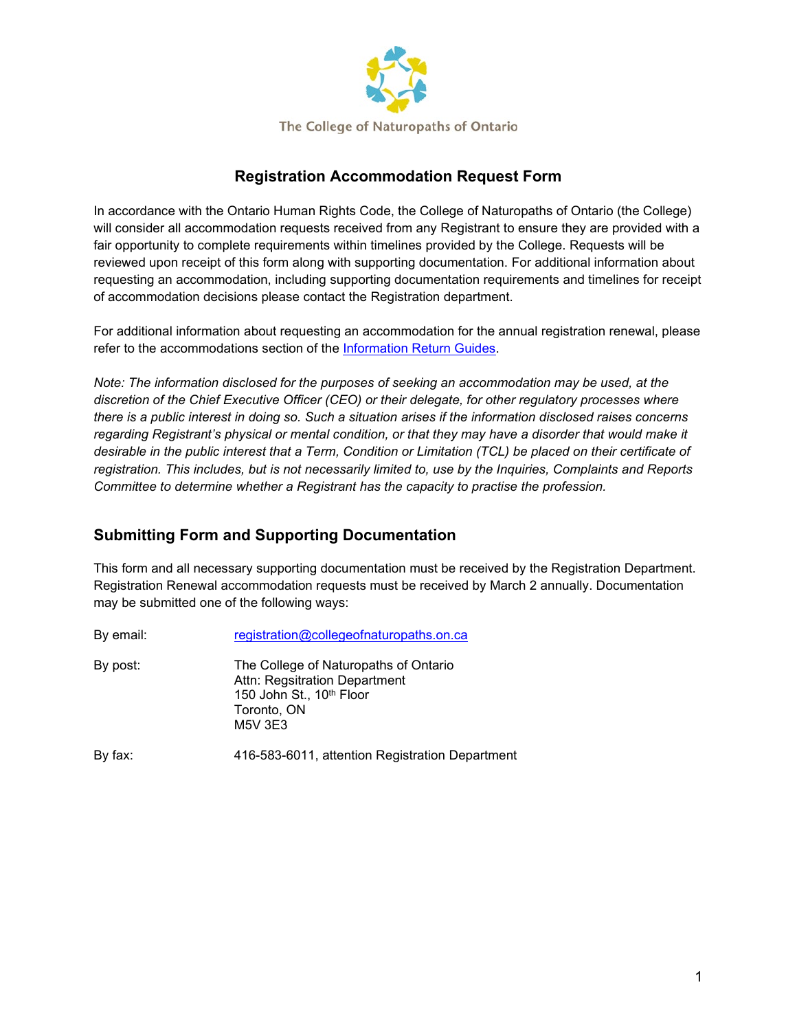The College of Naturopaths of Ontario

# Registration Accommodation Request Form

In accordance with the Ontario Human Rights Code, the College of Naturopaths of Ontario (the College) will consider all accommodation requests received from any Registrant to ensure they are provided with a fair opportunity to complete requirements within timelines provided by the College. Requests will be reviewed upon receipt of this form along with supporting documentation. For additional information about requesting an accommodation, including supporting documentation requirements and timelines for receipt of accommodation decisions please contact the Registration department.

For additional information about requesting an accommodation for the annual registration renewal, please refer to the accommodations section of the Information Return Guides.

*Note: The information disclosed for the purposes of seeking an accommodation may be used, at the discretion of the Chief Executive Officer (CEO) or their delegate, for other regulatory processes where there is a public interest in doing so. Such a situation arises if the information disclosed raises concerns regarding Registrant's physical or mental condition, or that they may have a disorder that would make it desirable in the public interest that a Term, Condition or Limitation (TCL) be placed on their certificate of registration. This includes, but is not necessarily limited to, use by the Inquiries, Complaints and Reports Committee to determine whether a Registrant has the capacity to practise the profession.*

## Submitting Form and Supporting Documentation

This form and all necessary supporting documentation must be received by the Registration Department. Registration Renewal accommodation requests must be received by March 2 annually. Documentation may be submitted one of the following ways:

By email: registration@collegeofnaturopaths.on.ca

By post:
The College of Naturopaths of Ontario
Attn: Regsitration Department
150 John St., 10th Floor
Toronto, ON
M5V 3E3

By fax: 416-583-6011, attention Registration Department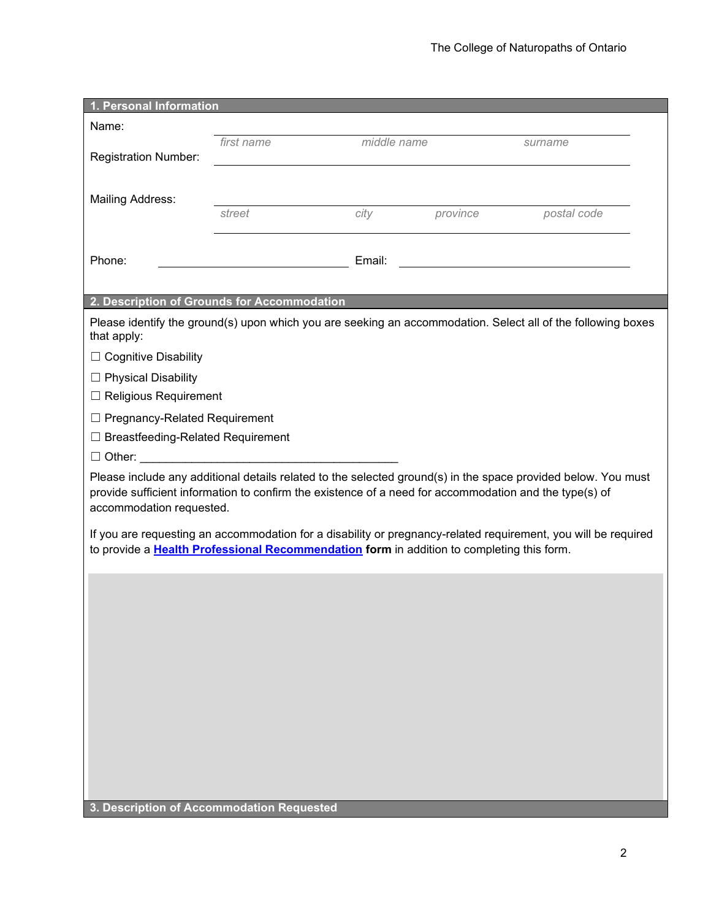## 1. Personal Information

Name: ______________________________________________
*first name* *middle name* *surname*

Registration Number: ______________________________________________

Mailing Address: ______________________________________________
*street* *city* *province* *postal code*

______________________________________________

Phone: ______________________________ Email: ______________________________

## 2. Description of Grounds for Accommodation

Please identify the ground(s) upon which you are seeking an accommodation. Select all of the following boxes that apply:

☐ Cognitive Disability

☐ Physical Disability

☐ Religious Requirement

☐ Pregnancy-Related Requirement

☐ Breastfeeding-Related Requirement

☐ Other: ________________________________________

Please include any additional details related to the selected ground(s) in the space provided below. You must provide sufficient information to confirm the existence of a need for accommodation and the type(s) of accommodation requested.

If you are requesting an accommodation for a disability or pregnancy-related requirement, you will be required to provide a **Health Professional Recommendation form** in addition to completing this form.

## 3. Description of Accommodation Requested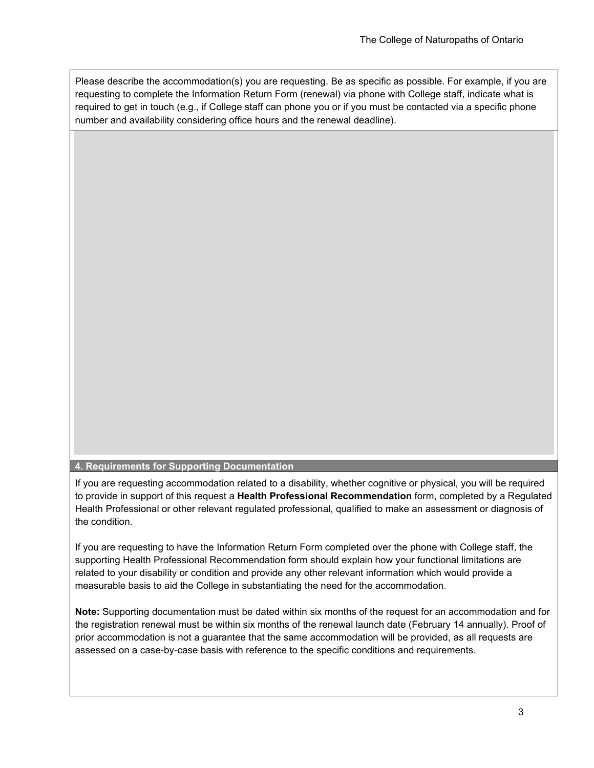Please describe the accommodation(s) you are requesting. Be as specific as possible. For example, if you are requesting to complete the Information Return Form (renewal) via phone with College staff, indicate what is required to get in touch (e.g., if College staff can phone you or if you must be contacted via a specific phone number and availability considering office hours and the renewal deadline).

## 4. Requirements for Supporting Documentation

If you are requesting accommodation related to a disability, whether cognitive or physical, you will be required to provide in support of this request a **Health Professional Recommendation** form, completed by a Regulated Health Professional or other relevant regulated professional, qualified to make an assessment or diagnosis of the condition.

If you are requesting to have the Information Return Form completed over the phone with College staff, the supporting Health Professional Recommendation form should explain how your functional limitations are related to your disability or condition and provide any other relevant information which would provide a measurable basis to aid the College in substantiating the need for the accommodation.

**Note:** Supporting documentation must be dated within six months of the request for an accommodation and for the registration renewal must be within six months of the renewal launch date (February 14 annually). Proof of prior accommodation is not a guarantee that the same accommodation will be provided, as all requests are assessed on a case-by-case basis with reference to the specific conditions and requirements.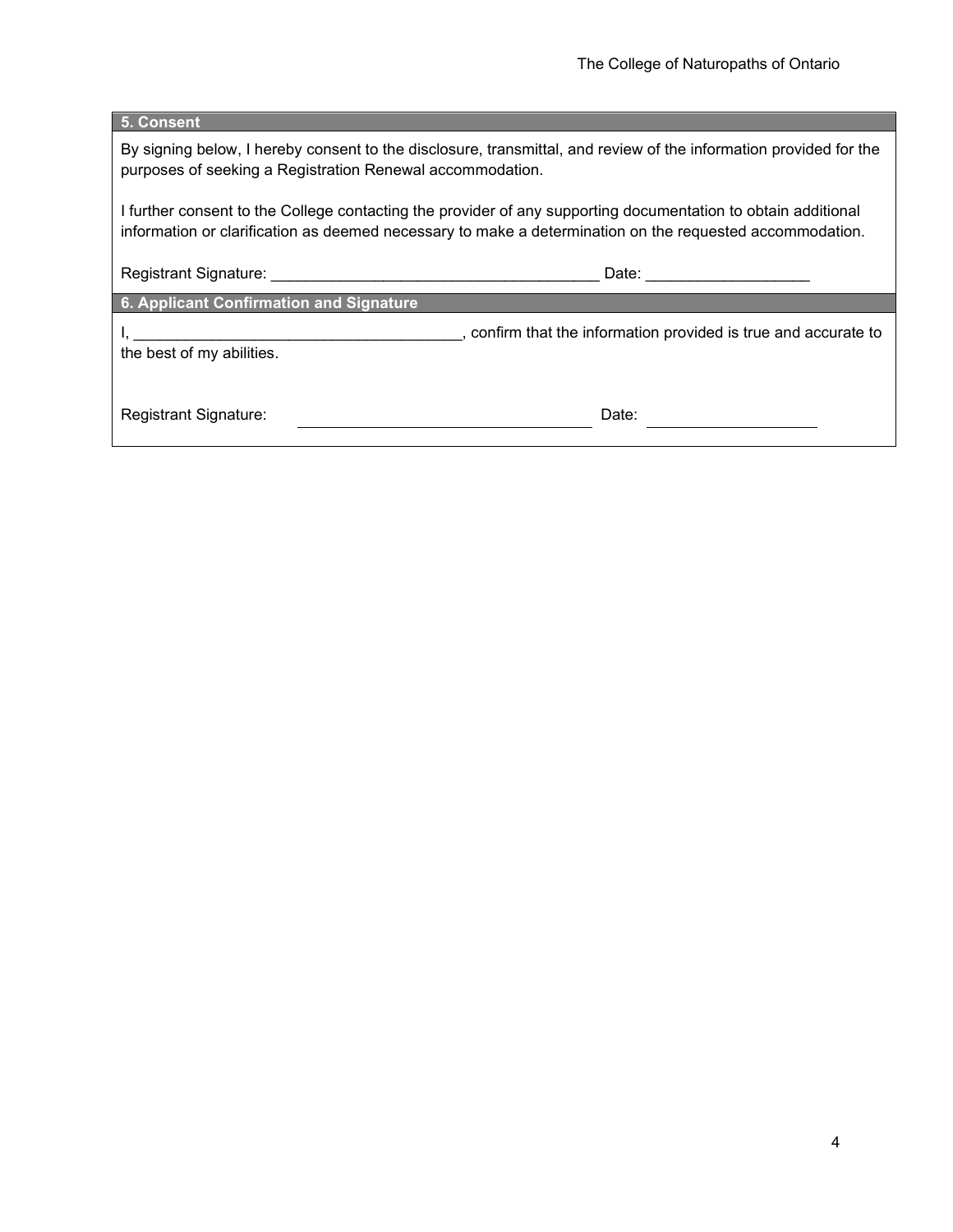## 5. Consent

By signing below, I hereby consent to the disclosure, transmittal, and review of the information provided for the purposes of seeking a Registration Renewal accommodation.

I further consent to the College contacting the provider of any supporting documentation to obtain additional information or clarification as deemed necessary to make a determination on the requested accommodation.

Registrant Signature: _______________________________________ Date: ___________________

## 6. Applicant Confirmation and Signature

I, ______________________________________, confirm that the information provided is true and accurate to the best of my abilities.

Registrant Signature: _______________________________________ Date: ___________________